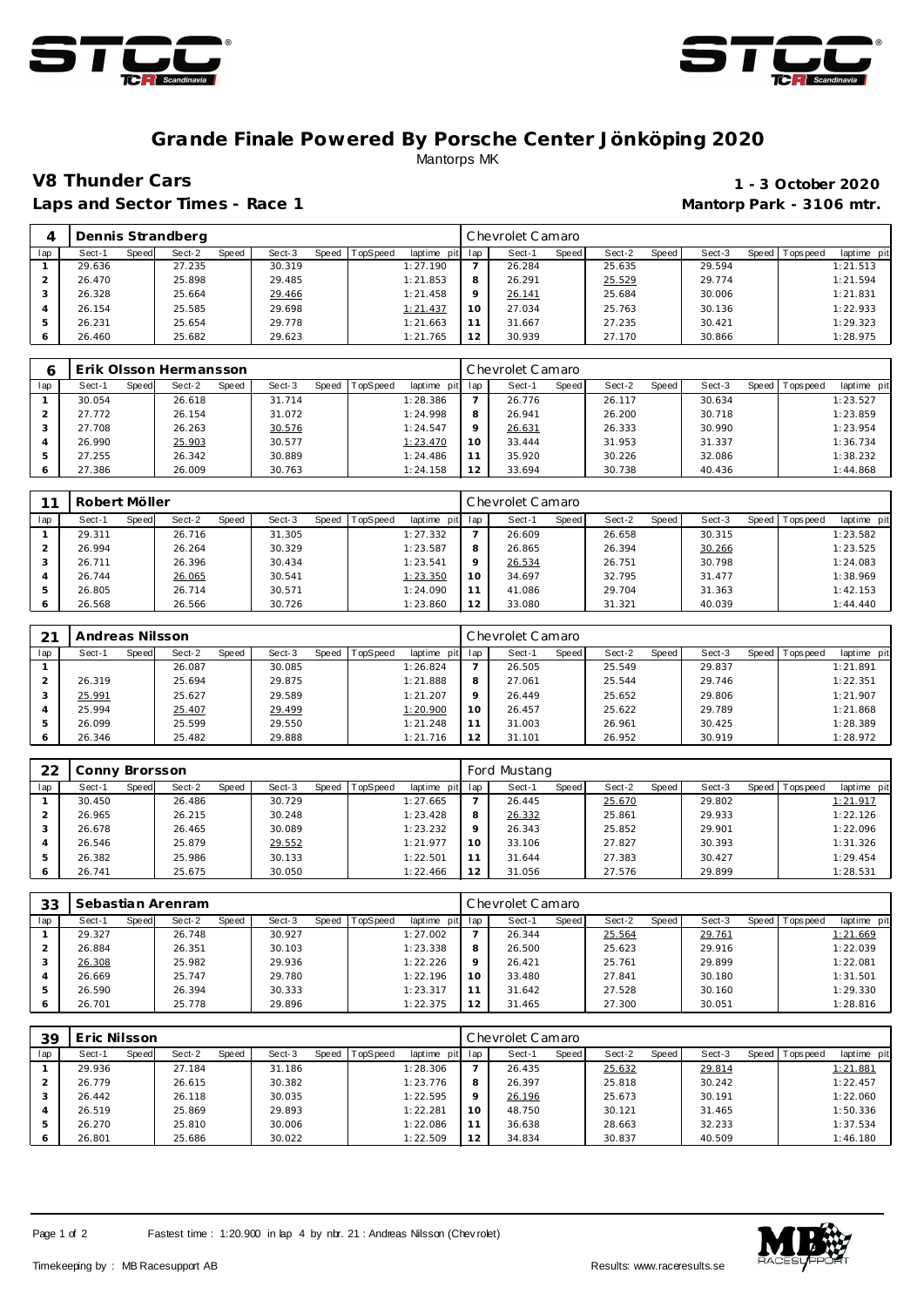# Grande Finale Powered By Porsche Center Jönköping 2020

Mantorps MK

## V8 Thunder Cars

**1 - 3 October 2020**

### Laps and Sector Times - Race 1

**Mantorp Park - 3106 mtr.**

| 4 | Dennis Strandberg | | | | | | | | | Chevrolet Camaro | | | | | | | |
|---|---|---|---|---|---|---|---|---|---|---|---|---|---|---|---|---|---|
| lap | Sect-1 | Speed | Sect-2 | Speed | Sect-3 | Speed | TopSpeed | laptime pit | lap | Sect-1 | Speed | Sect-2 | Speed | Sect-3 | Speed | Topspeed | laptime pit |
| 1 | 29.636 | | 27.235 | | 30.319 | | | 1:27.190 | 7 | 26.284 | | 25.635 | | 29.594 | | | 1:21.513 |
| 2 | 26.470 | | 25.898 | | 29.485 | | | 1:21.853 | 8 | 26.291 | | 25.529 | | 29.774 | | | 1:21.594 |
| 3 | 26.328 | | 25.664 | | 29.466 | | | 1:21.458 | 9 | 26.141 | | 25.684 | | 30.006 | | | 1:21.831 |
| 4 | 26.154 | | 25.585 | | 29.698 | | | 1:21.437 | 10 | 27.034 | | 25.763 | | 30.136 | | | 1:22.933 |
| 5 | 26.231 | | 25.654 | | 29.778 | | | 1:21.663 | 11 | 31.667 | | 27.235 | | 30.421 | | | 1:29.323 |
| 6 | 26.460 | | 25.682 | | 29.623 | | | 1:21.765 | 12 | 30.939 | | 27.170 | | 30.866 | | | 1:28.975 |

| 6 | Erik Olsson Hermansson | | | | | | | | | Chevrolet Camaro | | | | | | | |
|---|---|---|---|---|---|---|---|---|---|---|---|---|---|---|---|---|---|
| lap | Sect-1 | Speed | Sect-2 | Speed | Sect-3 | Speed | TopSpeed | laptime pit | lap | Sect-1 | Speed | Sect-2 | Speed | Sect-3 | Speed | Topspeed | laptime pit |
| 1 | 30.054 | | 26.618 | | 31.714 | | | 1:28.386 | 7 | 26.776 | | 26.117 | | 30.634 | | | 1:23.527 |
| 2 | 27.772 | | 26.154 | | 31.072 | | | 1:24.998 | 8 | 26.941 | | 26.200 | | 30.718 | | | 1:23.859 |
| 3 | 27.708 | | 26.263 | | 30.576 | | | 1:24.547 | 9 | 26.631 | | 26.333 | | 30.990 | | | 1:23.954 |
| 4 | 26.990 | | 25.903 | | 30.577 | | | 1:23.470 | 10 | 33.444 | | 31.953 | | 31.337 | | | 1:36.734 |
| 5 | 27.255 | | 26.342 | | 30.889 | | | 1:24.486 | 11 | 35.920 | | 30.226 | | 32.086 | | | 1:38.232 |
| 6 | 27.386 | | 26.009 | | 30.763 | | | 1:24.158 | 12 | 33.694 | | 30.738 | | 40.436 | | | 1:44.868 |

| 11 | Robert Möller | | | | | | | | | Chevrolet Camaro | | | | | | | |
|---|---|---|---|---|---|---|---|---|---|---|---|---|---|---|---|---|---|
| lap | Sect-1 | Speed | Sect-2 | Speed | Sect-3 | Speed | TopSpeed | laptime pit | lap | Sect-1 | Speed | Sect-2 | Speed | Sect-3 | Speed | Topspeed | laptime pit |
| 1 | 29.311 | | 26.716 | | 31.305 | | | 1:27.332 | 7 | 26.609 | | 26.658 | | 30.315 | | | 1:23.582 |
| 2 | 26.994 | | 26.264 | | 30.329 | | | 1:23.587 | 8 | 26.865 | | 26.394 | | 30.266 | | | 1:23.525 |
| 3 | 26.711 | | 26.396 | | 30.434 | | | 1:23.541 | 9 | 26.534 | | 26.751 | | 30.798 | | | 1:24.083 |
| 4 | 26.744 | | 26.065 | | 30.541 | | | 1:23.350 | 10 | 34.697 | | 32.795 | | 31.477 | | | 1:38.969 |
| 5 | 26.805 | | 26.714 | | 30.571 | | | 1:24.090 | 11 | 41.086 | | 29.704 | | 31.363 | | | 1:42.153 |
| 6 | 26.568 | | 26.566 | | 30.726 | | | 1:23.860 | 12 | 33.080 | | 31.321 | | 40.039 | | | 1:44.440 |

| 21 | Andreas Nilsson | | | | | | | | | Chevrolet Camaro | | | | | | | |
|---|---|---|---|---|---|---|---|---|---|---|---|---|---|---|---|---|---|
| lap | Sect-1 | Speed | Sect-2 | Speed | Sect-3 | Speed | TopSpeed | laptime pit | lap | Sect-1 | Speed | Sect-2 | Speed | Sect-3 | Speed | Topspeed | laptime pit |
| 1 | | | 26.087 | | 30.085 | | | 1:26.824 | 7 | 26.505 | | 25.549 | | 29.837 | | | 1:21.891 |
| 2 | 26.319 | | 25.694 | | 29.875 | | | 1:21.888 | 8 | 27.061 | | 25.544 | | 29.746 | | | 1:22.351 |
| 3 | 25.991 | | 25.627 | | 29.589 | | | 1:21.207 | 9 | 26.449 | | 25.652 | | 29.806 | | | 1:21.907 |
| 4 | 25.994 | | 25.407 | | 29.499 | | | 1:20.900 | 10 | 26.457 | | 25.622 | | 29.789 | | | 1:21.868 |
| 5 | 26.099 | | 25.599 | | 29.550 | | | 1:21.248 | 11 | 31.003 | | 26.961 | | 30.425 | | | 1:28.389 |
| 6 | 26.346 | | 25.482 | | 29.888 | | | 1:21.716 | 12 | 31.101 | | 26.952 | | 30.919 | | | 1:28.972 |

| 22 | Conny Brorsson | | | | | | | | | Ford Mustang | | | | | | | |
|---|---|---|---|---|---|---|---|---|---|---|---|---|---|---|---|---|---|
| lap | Sect-1 | Speed | Sect-2 | Speed | Sect-3 | Speed | TopSpeed | laptime pit | lap | Sect-1 | Speed | Sect-2 | Speed | Sect-3 | Speed | Topspeed | laptime pit |
| 1 | 30.450 | | 26.486 | | 30.729 | | | 1:27.665 | 7 | 26.445 | | 25.670 | | 29.802 | | | 1:21.917 |
| 2 | 26.965 | | 26.215 | | 30.248 | | | 1:23.428 | 8 | 26.332 | | 25.861 | | 29.933 | | | 1:22.126 |
| 3 | 26.678 | | 26.465 | | 30.089 | | | 1:23.232 | 9 | 26.343 | | 25.852 | | 29.901 | | | 1:22.096 |
| 4 | 26.546 | | 25.879 | | 29.552 | | | 1:21.977 | 10 | 33.106 | | 27.827 | | 30.393 | | | 1:31.326 |
| 5 | 26.382 | | 25.986 | | 30.133 | | | 1:22.501 | 11 | 31.644 | | 27.383 | | 30.427 | | | 1:29.454 |
| 6 | 26.741 | | 25.675 | | 30.050 | | | 1:22.466 | 12 | 31.056 | | 27.576 | | 29.899 | | | 1:28.531 |

| 33 | Sebastian Arenram | | | | | | | | | Chevrolet Camaro | | | | | | | |
|---|---|---|---|---|---|---|---|---|---|---|---|---|---|---|---|---|---|
| lap | Sect-1 | Speed | Sect-2 | Speed | Sect-3 | Speed | TopSpeed | laptime pit | lap | Sect-1 | Speed | Sect-2 | Speed | Sect-3 | Speed | Topspeed | laptime pit |
| 1 | 29.327 | | 26.748 | | 30.927 | | | 1:27.002 | 7 | 26.344 | | 25.564 | | 29.761 | | | 1:21.669 |
| 2 | 26.884 | | 26.351 | | 30.103 | | | 1:23.338 | 8 | 26.500 | | 25.623 | | 29.916 | | | 1:22.039 |
| 3 | 26.308 | | 25.982 | | 29.936 | | | 1:22.226 | 9 | 26.421 | | 25.761 | | 29.899 | | | 1:22.081 |
| 4 | 26.669 | | 25.747 | | 29.780 | | | 1:22.196 | 10 | 33.480 | | 27.841 | | 30.180 | | | 1:31.501 |
| 5 | 26.590 | | 26.394 | | 30.333 | | | 1:23.317 | 11 | 31.642 | | 27.528 | | 30.160 | | | 1:29.330 |
| 6 | 26.701 | | 25.778 | | 29.896 | | | 1:22.375 | 12 | 31.465 | | 27.300 | | 30.051 | | | 1:28.816 |

| 39 | Eric Nilsson | | | | | | | | | Chevrolet Camaro | | | | | | | |
|---|---|---|---|---|---|---|---|---|---|---|---|---|---|---|---|---|---|
| lap | Sect-1 | Speed | Sect-2 | Speed | Sect-3 | Speed | TopSpeed | laptime pit | lap | Sect-1 | Speed | Sect-2 | Speed | Sect-3 | Speed | Topspeed | laptime pit |
| 1 | 29.936 | | 27.184 | | 31.186 | | | 1:28.306 | 7 | 26.435 | | 25.632 | | 29.814 | | | 1:21.881 |
| 2 | 26.779 | | 26.615 | | 30.382 | | | 1:23.776 | 8 | 26.397 | | 25.818 | | 30.242 | | | 1:22.457 |
| 3 | 26.442 | | 26.118 | | 30.035 | | | 1:22.595 | 9 | 26.196 | | 25.673 | | 30.191 | | | 1:22.060 |
| 4 | 26.519 | | 25.869 | | 29.893 | | | 1:22.281 | 10 | 48.750 | | 30.121 | | 31.465 | | | 1:50.336 |
| 5 | 26.270 | | 25.810 | | 30.006 | | | 1:22.086 | 11 | 36.638 | | 28.663 | | 32.233 | | | 1:37.534 |
| 6 | 26.801 | | 25.686 | | 30.022 | | | 1:22.509 | 12 | 34.834 | | 30.837 | | 40.509 | | | 1:46.180 |

Fastest time : 1:20.900 in lap 4 by nbr. 21 : Andreas Nilsson (Chevrolet)

Timekeeping by : MB Racesupport AB

Results: www.raceresults.se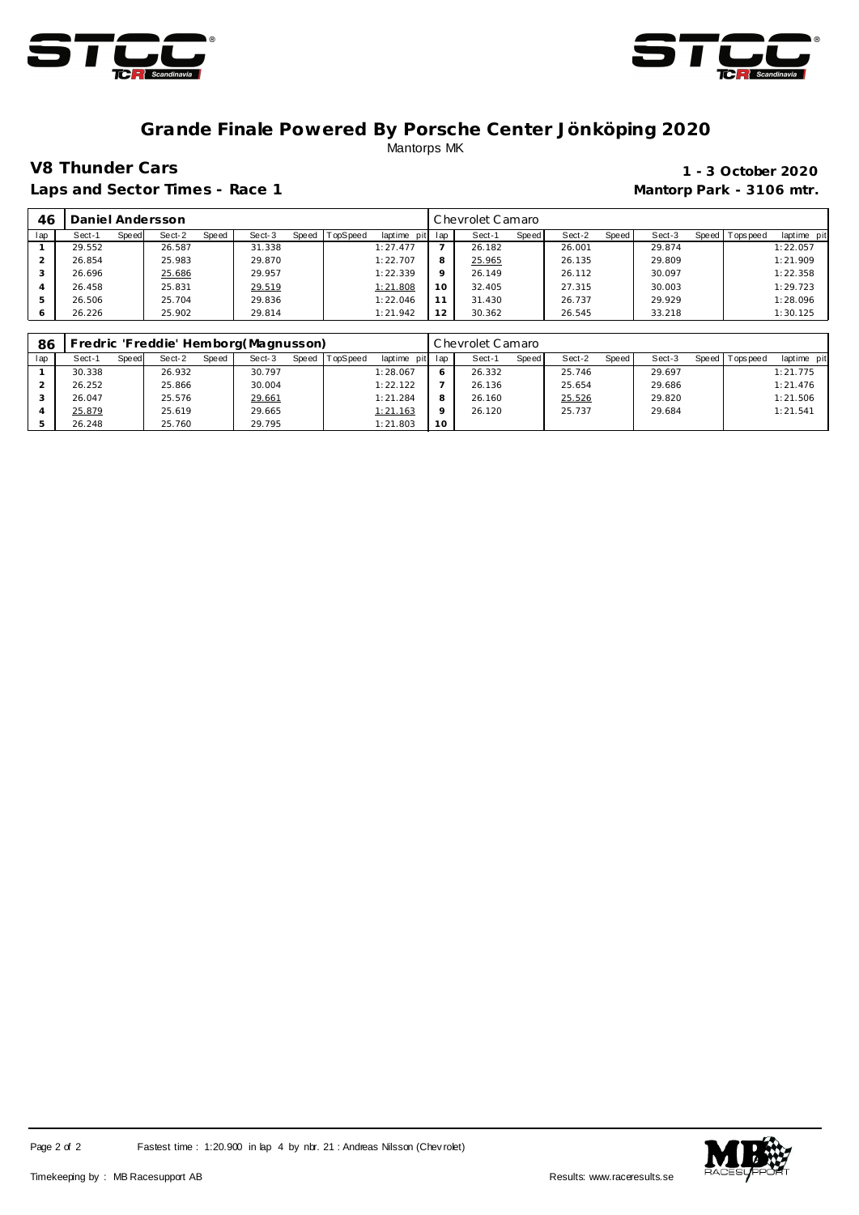## Grande Finale Powered By Porsche Center Jönköping 2020

Mantorps MK

**V8 Thunder Cars** **1 - 3 October 2020**

**Laps and Sector Times - Race 1** **Mantorp Park - 3106 mtr.**

| 46 | Daniel Andersson | | | | | | | | Chevrolet Camaro | | | | | | | | |
|---|---|---|---|---|---|---|---|---|---|---|---|---|---|---|---|---|---|
| lap | Sect-1 | Speed | Sect-2 | Speed | Sect-3 | Speed | TopSpeed | laptime pit | lap | Sect-1 | Speed | Sect-2 | Speed | Sect-3 | Speed | Topspeed | laptime pit |
| 1 | 29.552 | | 26.587 | | 31.338 | | | 1:27.477 | 7 | 26.182 | | 26.001 | | 29.874 | | | 1:22.057 |
| 2 | 26.854 | | 25.983 | | 29.870 | | | 1:22.707 | 8 | 25.965 | | 26.135 | | 29.809 | | | 1:21.909 |
| 3 | 26.696 | | 25.686 | | 29.957 | | | 1:22.339 | 9 | 26.149 | | 26.112 | | 30.097 | | | 1:22.358 |
| 4 | 26.458 | | 25.831 | | 29.519 | | | 1:21.808 | 10 | 32.405 | | 27.315 | | 30.003 | | | 1:29.723 |
| 5 | 26.506 | | 25.704 | | 29.836 | | | 1:22.046 | 11 | 31.430 | | 26.737 | | 29.929 | | | 1:28.096 |
| 6 | 26.226 | | 25.902 | | 29.814 | | | 1:21.942 | 12 | 30.362 | | 26.545 | | 33.218 | | | 1:30.125 |

| 86 | Fredric 'Freddie' Hemborg(Magnusson) | | | | | | | | Chevrolet Camaro | | | | | | | | |
|---|---|---|---|---|---|---|---|---|---|---|---|---|---|---|---|---|---|
| lap | Sect-1 | Speed | Sect-2 | Speed | Sect-3 | Speed | TopSpeed | laptime pit | lap | Sect-1 | Speed | Sect-2 | Speed | Sect-3 | Speed | Topspeed | laptime pit |
| 1 | 30.338 | | 26.932 | | 30.797 | | | 1:28.067 | 6 | 26.332 | | 25.746 | | 29.697 | | | 1:21.775 |
| 2 | 26.252 | | 25.866 | | 30.004 | | | 1:22.122 | 7 | 26.136 | | 25.654 | | 29.686 | | | 1:21.476 |
| 3 | 26.047 | | 25.576 | | 29.661 | | | 1:21.284 | 8 | 26.160 | | 25.526 | | 29.820 | | | 1:21.506 |
| 4 | 25.879 | | 25.619 | | 29.665 | | | 1:21.163 | 9 | 26.120 | | 25.737 | | 29.684 | | | 1:21.541 |
| 5 | 26.248 | | 25.760 | | 29.795 | | | 1:21.803 | 10 | | | | | | | | |

Fastest time : 1:20.900 in lap 4 by nbr. 21 : Andreas Nilsson (Chevrolet)

Timekeeping by : MB Racesupport AB

Results: www.raceresults.se